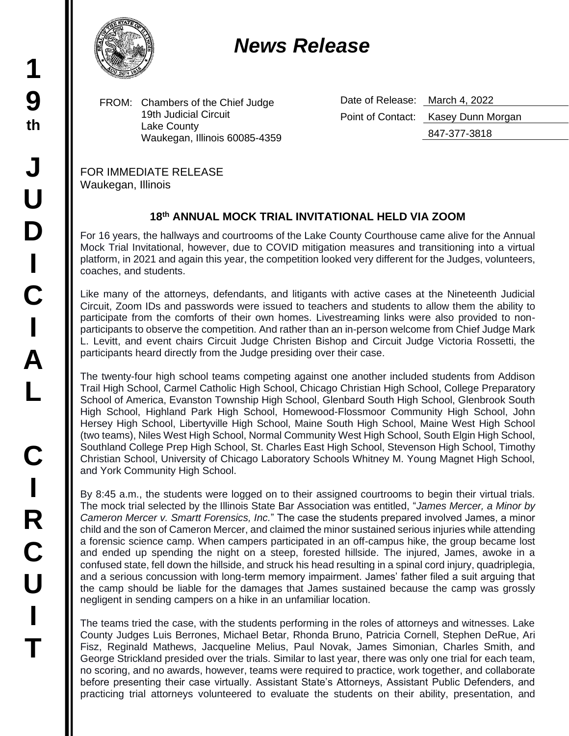# News Release

FROM: Chambers of the Chief Judge
19th Judicial Circuit
Lake County
Waukegan, Illinois 60085-4359

Date of Release: March 4, 2022
Point of Contact: Kasey Dunn Morgan
847-377-3818

FOR IMMEDIATE RELEASE
Waukegan, Illinois

## 18th ANNUAL MOCK TRIAL INVITATIONAL HELD VIA ZOOM

For 16 years, the hallways and courtrooms of the Lake County Courthouse came alive for the Annual Mock Trial Invitational, however, due to COVID mitigation measures and transitioning into a virtual platform, in 2021 and again this year, the competition looked very different for the Judges, volunteers, coaches, and students.

Like many of the attorneys, defendants, and litigants with active cases at the Nineteenth Judicial Circuit, Zoom IDs and passwords were issued to teachers and students to allow them the ability to participate from the comforts of their own homes. Livestreaming links were also provided to non-participants to observe the competition. And rather than an in-person welcome from Chief Judge Mark L. Levitt, and event chairs Circuit Judge Christen Bishop and Circuit Judge Victoria Rossetti, the participants heard directly from the Judge presiding over their case.

The twenty-four high school teams competing against one another included students from Addison Trail High School, Carmel Catholic High School, Chicago Christian High School, College Preparatory School of America, Evanston Township High School, Glenbard South High School, Glenbrook South High School, Highland Park High School, Homewood-Flossmoor Community High School, John Hersey High School, Libertyville High School, Maine South High School, Maine West High School (two teams), Niles West High School, Normal Community West High School, South Elgin High School, Southland College Prep High School, St. Charles East High School, Stevenson High School, Timothy Christian School, University of Chicago Laboratory Schools Whitney M. Young Magnet High School, and York Community High School.

By 8:45 a.m., the students were logged on to their assigned courtrooms to begin their virtual trials. The mock trial selected by the Illinois State Bar Association was entitled, "*James Mercer, a Minor by Cameron Mercer v. Smartt Forensics, Inc.*" The case the students prepared involved James, a minor child and the son of Cameron Mercer, and claimed the minor sustained serious injuries while attending a forensic science camp. When campers participated in an off-campus hike, the group became lost and ended up spending the night on a steep, forested hillside. The injured, James, awoke in a confused state, fell down the hillside, and struck his head resulting in a spinal cord injury, quadriplegia, and a serious concussion with long-term memory impairment. James' father filed a suit arguing that the camp should be liable for the damages that James sustained because the camp was grossly negligent in sending campers on a hike in an unfamiliar location.

The teams tried the case, with the students performing in the roles of attorneys and witnesses. Lake County Judges Luis Berrones, Michael Betar, Rhonda Bruno, Patricia Cornell, Stephen DeRue, Ari Fisz, Reginald Mathews, Jacqueline Melius, Paul Novak, James Simonian, Charles Smith, and George Strickland presided over the trials. Similar to last year, there was only one trial for each team, no scoring, and no awards, however, teams were required to practice, work together, and collaborate before presenting their case virtually. Assistant State's Attorneys, Assistant Public Defenders, and practicing trial attorneys volunteered to evaluate the students on their ability, presentation, and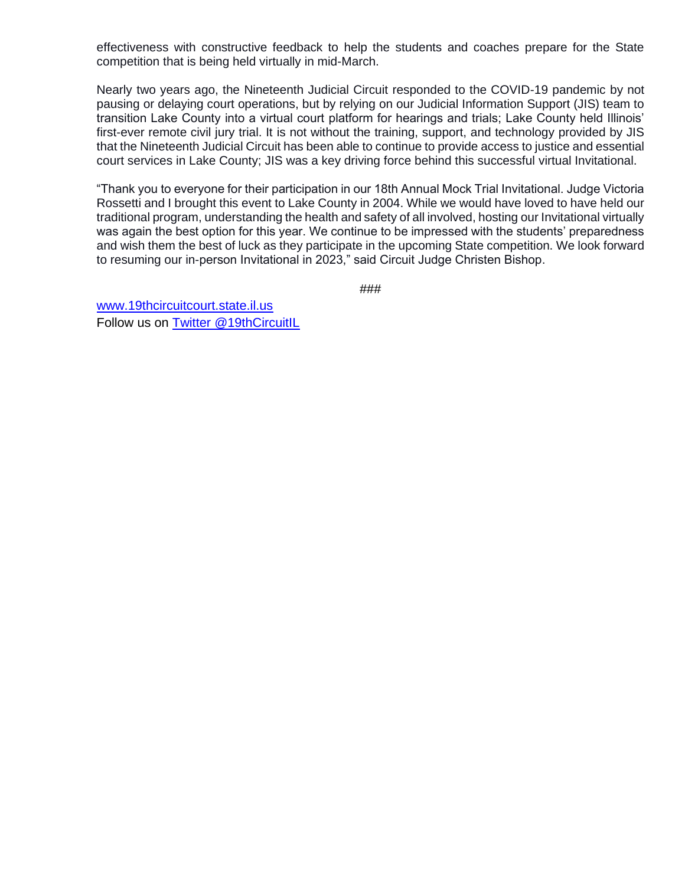effectiveness with constructive feedback to help the students and coaches prepare for the State competition that is being held virtually in mid-March.

Nearly two years ago, the Nineteenth Judicial Circuit responded to the COVID-19 pandemic by not pausing or delaying court operations, but by relying on our Judicial Information Support (JIS) team to transition Lake County into a virtual court platform for hearings and trials; Lake County held Illinois' first-ever remote civil jury trial. It is not without the training, support, and technology provided by JIS that the Nineteenth Judicial Circuit has been able to continue to provide access to justice and essential court services in Lake County; JIS was a key driving force behind this successful virtual Invitational.

"Thank you to everyone for their participation in our 18th Annual Mock Trial Invitational. Judge Victoria Rossetti and I brought this event to Lake County in 2004. While we would have loved to have held our traditional program, understanding the health and safety of all involved, hosting our Invitational virtually was again the best option for this year. We continue to be impressed with the students' preparedness and wish them the best of luck as they participate in the upcoming State competition. We look forward to resuming our in-person Invitational in 2023," said Circuit Judge Christen Bishop.

###

[www.19thcircuitcourt.state.il.us](http://www.19thcircuitcourt.state.il.us)
Follow us on [Twitter @19thCircuitIL](https://twitter.com/19thCircuitIL)